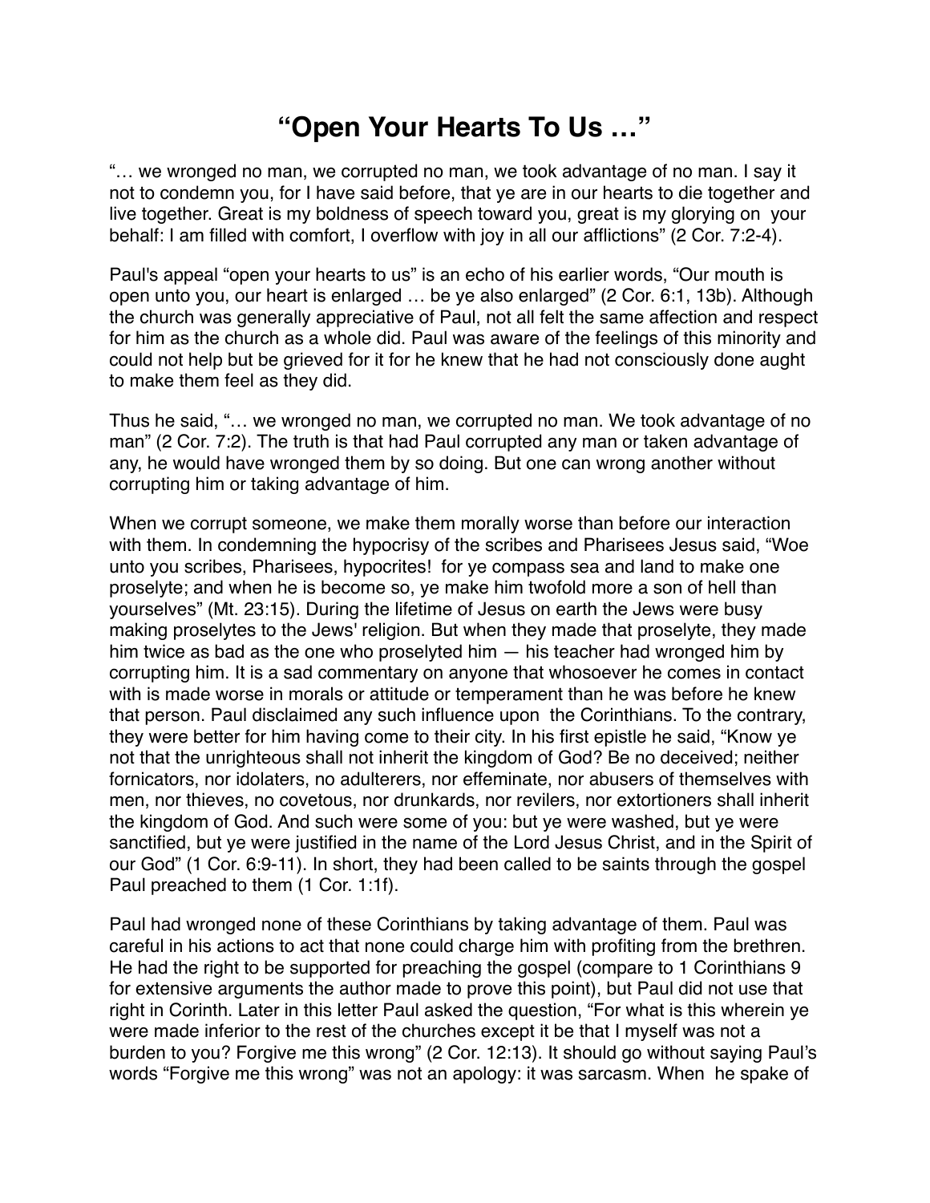# "Open Your Hearts To Us …"

"… we wronged no man, we corrupted no man, we took advantage of no man. I say it not to condemn you, for I have said before, that ye are in our hearts to die together and live together. Great is my boldness of speech toward you, great is my glorying on your behalf: I am filled with comfort, I overflow with joy in all our afflictions" (2 Cor. 7:2-4).

Paul's appeal "open your hearts to us" is an echo of his earlier words, "Our mouth is open unto you, our heart is enlarged … be ye also enlarged" (2 Cor. 6:1, 13b). Although the church was generally appreciative of Paul, not all felt the same affection and respect for him as the church as a whole did. Paul was aware of the feelings of this minority and could not help but be grieved for it for he knew that he had not consciously done aught to make them feel as they did.

Thus he said, "… we wronged no man, we corrupted no man. We took advantage of no man" (2 Cor. 7:2). The truth is that had Paul corrupted any man or taken advantage of any, he would have wronged them by so doing. But one can wrong another without corrupting him or taking advantage of him.

When we corrupt someone, we make them morally worse than before our interaction with them. In condemning the hypocrisy of the scribes and Pharisees Jesus said, "Woe unto you scribes, Pharisees, hypocrites! for ye compass sea and land to make one proselyte; and when he is become so, ye make him twofold more a son of hell than yourselves" (Mt. 23:15). During the lifetime of Jesus on earth the Jews were busy making proselytes to the Jews' religion. But when they made that proselyte, they made him twice as bad as the one who proselyted him — his teacher had wronged him by corrupting him. It is a sad commentary on anyone that whosoever he comes in contact with is made worse in morals or attitude or temperament than he was before he knew that person. Paul disclaimed any such influence upon the Corinthians. To the contrary, they were better for him having come to their city. In his first epistle he said, "Know ye not that the unrighteous shall not inherit the kingdom of God? Be no deceived; neither fornicators, nor idolaters, no adulterers, nor effeminate, nor abusers of themselves with men, nor thieves, no covetous, nor drunkards, nor revilers, nor extortioners shall inherit the kingdom of God. And such were some of you: but ye were washed, but ye were sanctified, but ye were justified in the name of the Lord Jesus Christ, and in the Spirit of our God" (1 Cor. 6:9-11). In short, they had been called to be saints through the gospel Paul preached to them (1 Cor. 1:1f).

Paul had wronged none of these Corinthians by taking advantage of them. Paul was careful in his actions to act that none could charge him with profiting from the brethren. He had the right to be supported for preaching the gospel (compare to 1 Corinthians 9 for extensive arguments the author made to prove this point), but Paul did not use that right in Corinth. Later in this letter Paul asked the question, "For what is this wherein ye were made inferior to the rest of the churches except it be that I myself was not a burden to you? Forgive me this wrong" (2 Cor. 12:13). It should go without saying Paul's words "Forgive me this wrong" was not an apology: it was sarcasm. When he spake of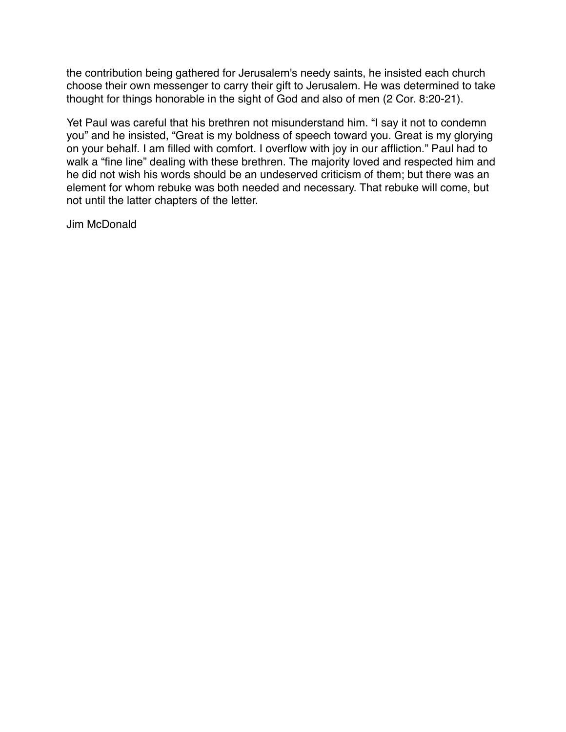the contribution being gathered for Jerusalem's needy saints, he insisted each church choose their own messenger to carry their gift to Jerusalem. He was determined to take thought for things honorable in the sight of God and also of men (2 Cor. 8:20-21).

Yet Paul was careful that his brethren not misunderstand him. “I say it not to condemn you” and he insisted, “Great is my boldness of speech toward you. Great is my glorying on your behalf. I am filled with comfort. I overflow with joy in our affliction.” Paul had to walk a “fine line” dealing with these brethren. The majority loved and respected him and he did not wish his words should be an undeserved criticism of them; but there was an element for whom rebuke was both needed and necessary. That rebuke will come, but not until the latter chapters of the letter.

Jim McDonald